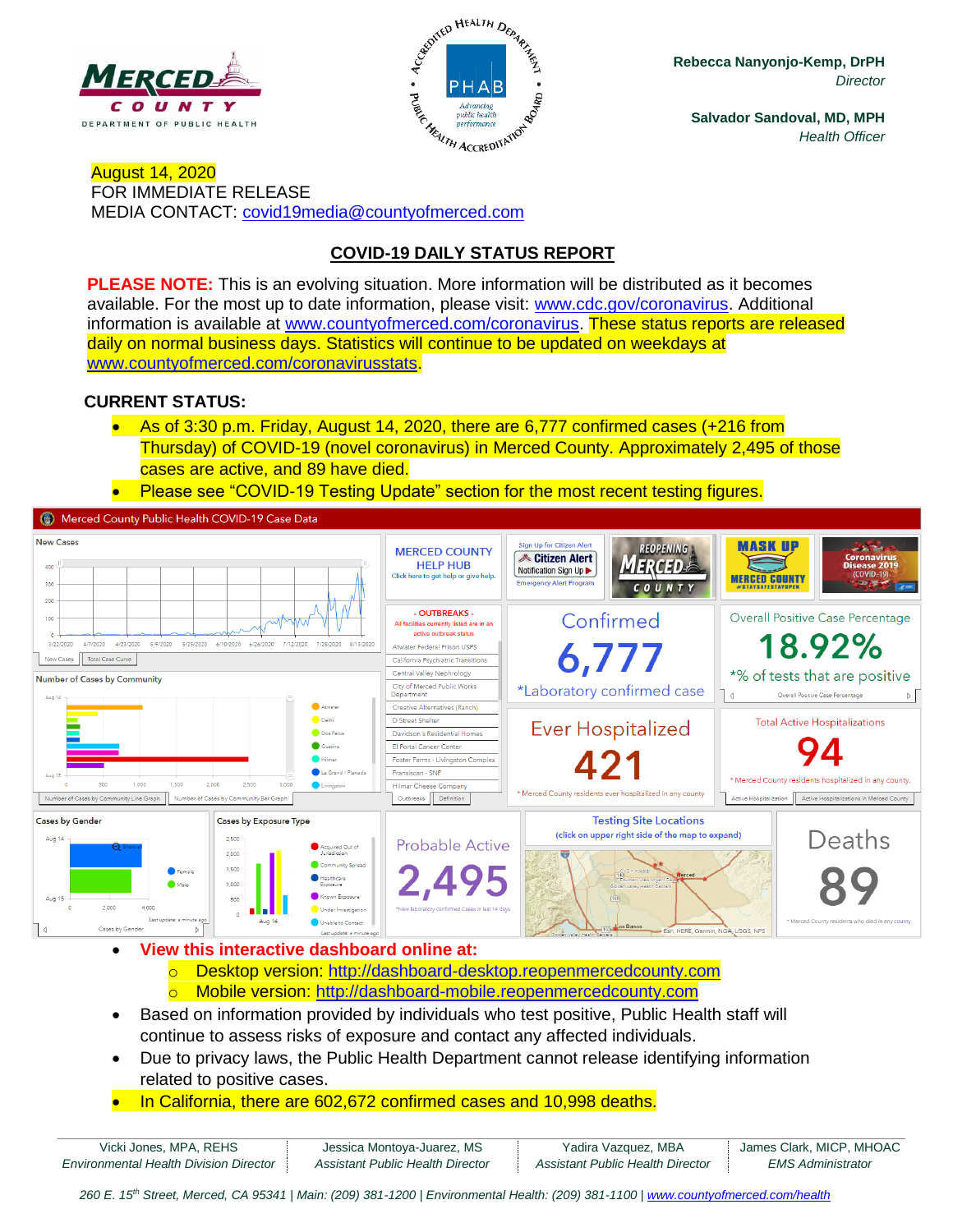Rebecca Nanyonjo-Kemp, DrPH
*Director*

Salvador Sandoval, MD, MPH
*Health Officer*

August 14, 2020
FOR IMMEDIATE RELEASE
MEDIA CONTACT: covid19media@countyofmerced.com

## COVID-19 DAILY STATUS REPORT

**PLEASE NOTE:** This is an evolving situation. More information will be distributed as it becomes available. For the most up to date information, please visit: www.cdc.gov/coronavirus. Additional information is available at www.countyofmerced.com/coronavirus. These status reports are released daily on normal business days. Statistics will continue to be updated on weekdays at www.countyofmerced.com/coronavirusstats.

**CURRENT STATUS:**

- As of 3:30 p.m. Friday, August 14, 2020, there are 6,777 confirmed cases (+216 from Thursday) of COVID-19 (novel coronavirus) in Merced County. Approximately 2,495 of those cases are active, and 89 have died.
- Please see "COVID-19 Testing Update" section for the most recent testing figures.

Merced County Public Health COVID-19 Case Data

Confirmed: 6,777 (*Laboratory confirmed case)
Overall Positive Case Percentage: 18.92% (*% of tests that are positive)
Ever Hospitalized: 421 (* Merced County residents ever hospitalized in any county)
Total Active Hospitalizations: 94 (* Merced County residents hospitalized in any county)
Probable Active: 2,495
Deaths: 89 (* Merced County residents who died in any county)

OUTBREAKS – All facilities currently listed are in an active outbreak status:
- Atwater Federal Prison USPS
- California Psychiatric Transitions
- Central Valley Nephrology
- City of Merced Public Works Department
- Creative Alternatives (Ranch)
- D Street Shelter
- Davidson's Residential Homes
- El Portal Cancer Center
- Foster Farms - Livingston Complex
- Franciscan - SNF
- Hilmar Cheese Company

- **View this interactive dashboard online at:**
  - Desktop version: http://dashboard-desktop.reopenmercedcounty.com
  - Mobile version: http://dashboard-mobile.reopenmercedcounty.com
- Based on information provided by individuals who test positive, Public Health staff will continue to assess risks of exposure and contact any affected individuals.
- Due to privacy laws, the Public Health Department cannot release identifying information related to positive cases.
- In California, there are 602,672 confirmed cases and 10,998 deaths.

| Vicki Jones, MPA, REHS | Jessica Montoya-Juarez, MS | Yadira Vazquez, MBA | James Clark, MICP, MHOAC |
|---|---|---|---|
| *Environmental Health Division Director* | *Assistant Public Health Director* | *Assistant Public Health Director* | *EMS Administrator* |

*260 E. 15th Street, Merced, CA 95341 | Main: (209) 381-1200 | Environmental Health: (209) 381-1100 | www.countyofmerced.com/health*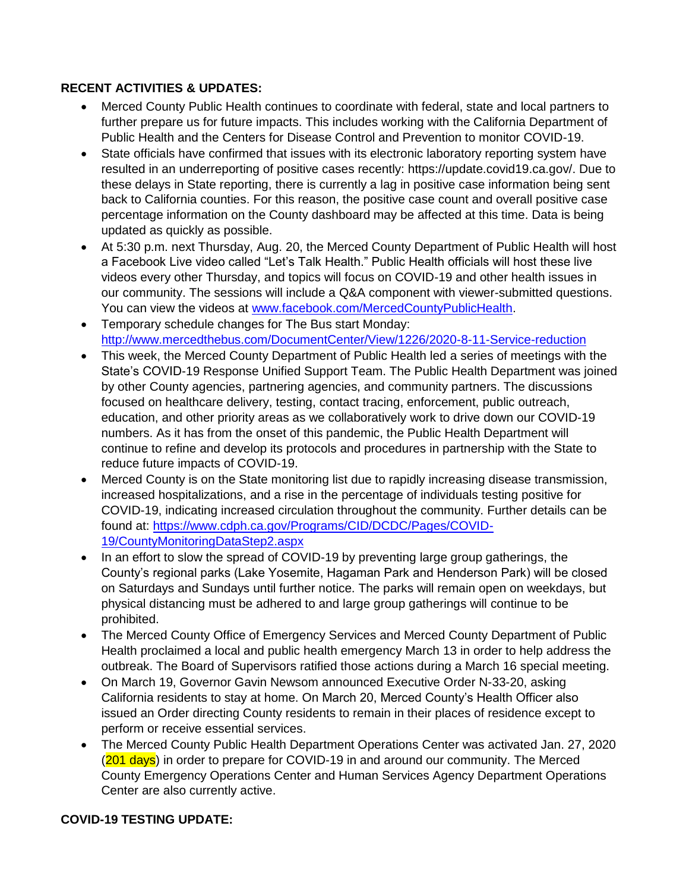**RECENT ACTIVITIES & UPDATES:**

- Merced County Public Health continues to coordinate with federal, state and local partners to further prepare us for future impacts. This includes working with the California Department of Public Health and the Centers for Disease Control and Prevention to monitor COVID-19.
- State officials have confirmed that issues with its electronic laboratory reporting system have resulted in an underreporting of positive cases recently: https://update.covid19.ca.gov/. Due to these delays in State reporting, there is currently a lag in positive case information being sent back to California counties. For this reason, the positive case count and overall positive case percentage information on the County dashboard may be affected at this time. Data is being updated as quickly as possible.
- At 5:30 p.m. next Thursday, Aug. 20, the Merced County Department of Public Health will host a Facebook Live video called "Let's Talk Health." Public Health officials will host these live videos every other Thursday, and topics will focus on COVID-19 and other health issues in our community. The sessions will include a Q&A component with viewer-submitted questions. You can view the videos at [www.facebook.com/MercedCountyPublicHealth](www.facebook.com/MercedCountyPublicHealth).
- Temporary schedule changes for The Bus start Monday: [http://www.mercedthebus.com/DocumentCenter/View/1226/2020-8-11-Service-reduction](http://www.mercedthebus.com/DocumentCenter/View/1226/2020-8-11-Service-reduction)
- This week, the Merced County Department of Public Health led a series of meetings with the State's COVID-19 Response Unified Support Team. The Public Health Department was joined by other County agencies, partnering agencies, and community partners. The discussions focused on healthcare delivery, testing, contact tracing, enforcement, public outreach, education, and other priority areas as we collaboratively work to drive down our COVID-19 numbers. As it has from the onset of this pandemic, the Public Health Department will continue to refine and develop its protocols and procedures in partnership with the State to reduce future impacts of COVID-19.
- Merced County is on the State monitoring list due to rapidly increasing disease transmission, increased hospitalizations, and a rise in the percentage of individuals testing positive for COVID-19, indicating increased circulation throughout the community. Further details can be found at: [https://www.cdph.ca.gov/Programs/CID/DCDC/Pages/COVID-19/CountyMonitoringDataStep2.aspx](https://www.cdph.ca.gov/Programs/CID/DCDC/Pages/COVID-19/CountyMonitoringDataStep2.aspx)
- In an effort to slow the spread of COVID-19 by preventing large group gatherings, the County's regional parks (Lake Yosemite, Hagaman Park and Henderson Park) will be closed on Saturdays and Sundays until further notice. The parks will remain open on weekdays, but physical distancing must be adhered to and large group gatherings will continue to be prohibited.
- The Merced County Office of Emergency Services and Merced County Department of Public Health proclaimed a local and public health emergency March 13 in order to help address the outbreak. The Board of Supervisors ratified those actions during a March 16 special meeting.
- On March 19, Governor Gavin Newsom announced Executive Order N-33-20, asking California residents to stay at home. On March 20, Merced County's Health Officer also issued an Order directing County residents to remain in their places of residence except to perform or receive essential services.
- The Merced County Public Health Department Operations Center was activated Jan. 27, 2020 (201 days) in order to prepare for COVID-19 in and around our community. The Merced County Emergency Operations Center and Human Services Agency Department Operations Center are also currently active.

**COVID-19 TESTING UPDATE:**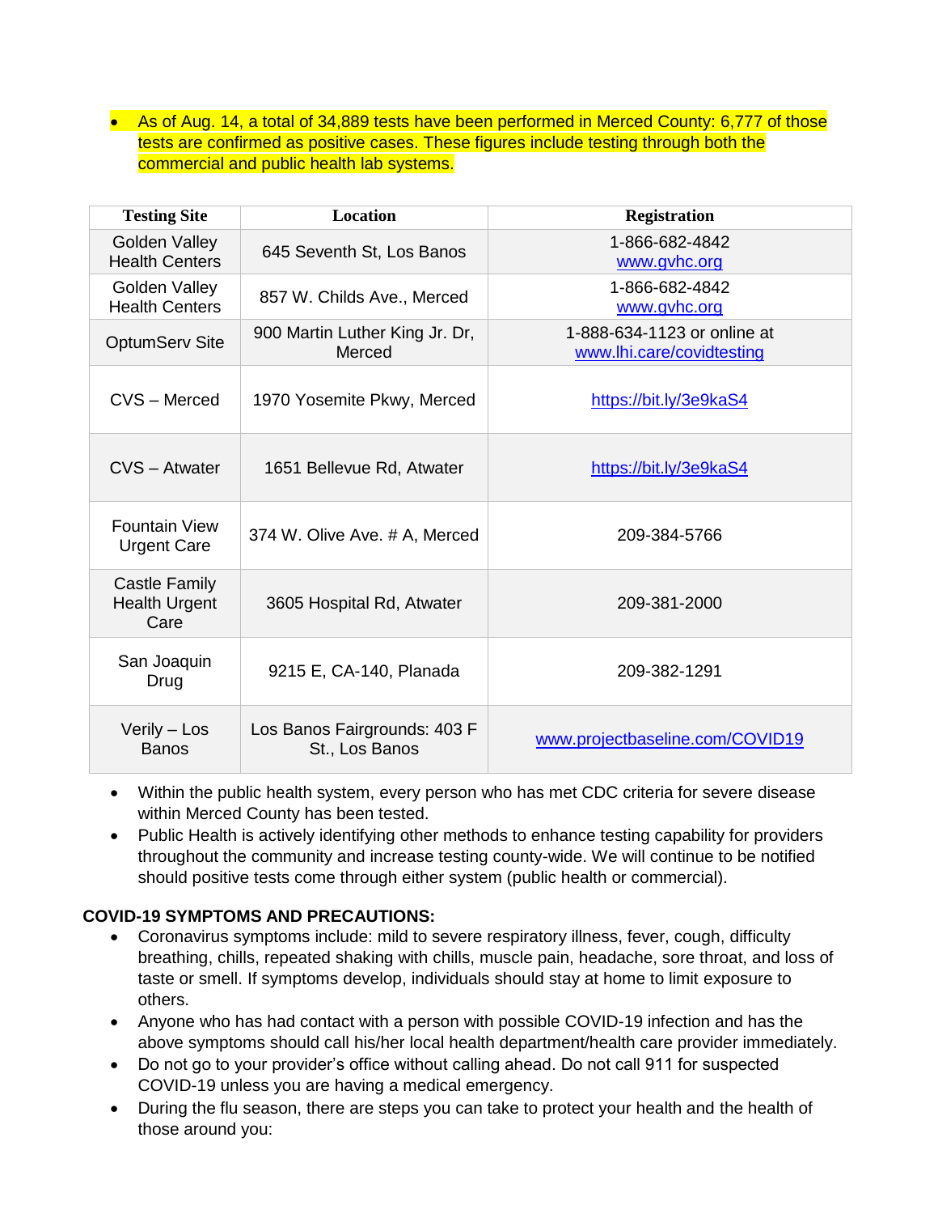- As of Aug. 14, a total of 34,889 tests have been performed in Merced County: 6,777 of those tests are confirmed as positive cases. These figures include testing through both the commercial and public health lab systems.

| Testing Site | Location | Registration |
|---|---|---|
| Golden Valley Health Centers | 645 Seventh St, Los Banos | 1-866-682-4842 www.gvhc.org |
| Golden Valley Health Centers | 857 W. Childs Ave., Merced | 1-866-682-4842 www.gvhc.org |
| OptumServ Site | 900 Martin Luther King Jr. Dr, Merced | 1-888-634-1123 or online at www.lhi.care/covidtesting |
| CVS – Merced | 1970 Yosemite Pkwy, Merced | https://bit.ly/3e9kaS4 |
| CVS – Atwater | 1651 Bellevue Rd, Atwater | https://bit.ly/3e9kaS4 |
| Fountain View Urgent Care | 374 W. Olive Ave. # A, Merced | 209-384-5766 |
| Castle Family Health Urgent Care | 3605 Hospital Rd, Atwater | 209-381-2000 |
| San Joaquin Drug | 9215 E, CA-140, Planada | 209-382-1291 |
| Verily – Los Banos | Los Banos Fairgrounds: 403 F St., Los Banos | www.projectbaseline.com/COVID19 |

- Within the public health system, every person who has met CDC criteria for severe disease within Merced County has been tested.
- Public Health is actively identifying other methods to enhance testing capability for providers throughout the community and increase testing county-wide. We will continue to be notified should positive tests come through either system (public health or commercial).

**COVID-19 SYMPTOMS AND PRECAUTIONS:**

- Coronavirus symptoms include: mild to severe respiratory illness, fever, cough, difficulty breathing, chills, repeated shaking with chills, muscle pain, headache, sore throat, and loss of taste or smell. If symptoms develop, individuals should stay at home to limit exposure to others.
- Anyone who has had contact with a person with possible COVID-19 infection and has the above symptoms should call his/her local health department/health care provider immediately.
- Do not go to your provider's office without calling ahead. Do not call 911 for suspected COVID-19 unless you are having a medical emergency.
- During the flu season, there are steps you can take to protect your health and the health of those around you: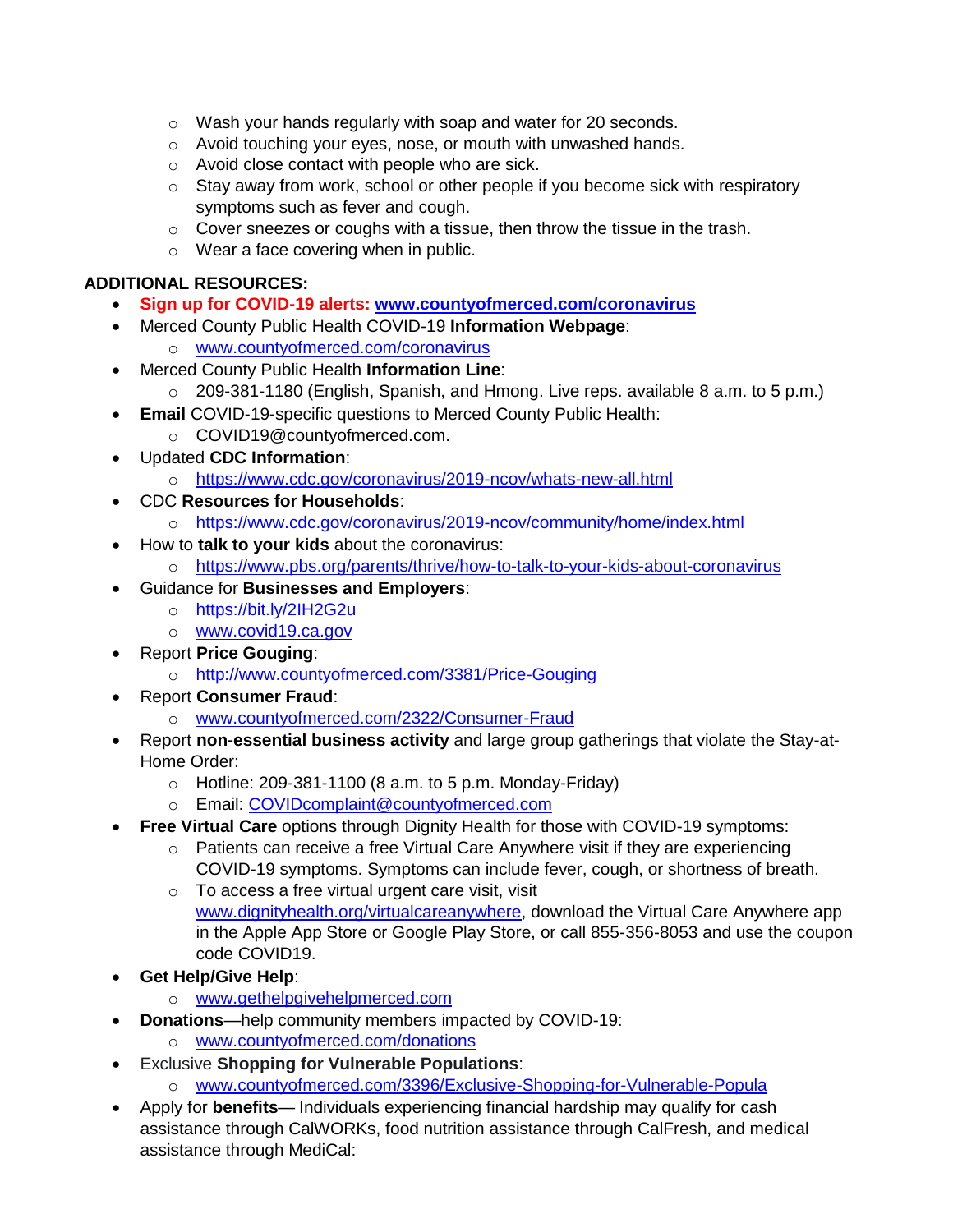- Wash your hands regularly with soap and water for 20 seconds.
- Avoid touching your eyes, nose, or mouth with unwashed hands.
- Avoid close contact with people who are sick.
- Stay away from work, school or other people if you become sick with respiratory symptoms such as fever and cough.
- Cover sneezes or coughs with a tissue, then throw the tissue in the trash.
- Wear a face covering when in public.

**ADDITIONAL RESOURCES:**

- **Sign up for COVID-19 alerts: www.countyofmerced.com/coronavirus**
- Merced County Public Health COVID-19 **Information Webpage**:
  - www.countyofmerced.com/coronavirus
- Merced County Public Health **Information Line**:
  - 209-381-1180 (English, Spanish, and Hmong. Live reps. available 8 a.m. to 5 p.m.)
- **Email** COVID-19-specific questions to Merced County Public Health:
  - COVID19@countyofmerced.com.
- Updated **CDC Information**:
  - https://www.cdc.gov/coronavirus/2019-ncov/whats-new-all.html
- CDC **Resources for Households**:
  - https://www.cdc.gov/coronavirus/2019-ncov/community/home/index.html
- How to **talk to your kids** about the coronavirus:
  - https://www.pbs.org/parents/thrive/how-to-talk-to-your-kids-about-coronavirus
- Guidance for **Businesses and Employers**:
  - https://bit.ly/2IH2G2u
  - www.covid19.ca.gov
- Report **Price Gouging**:
  - http://www.countyofmerced.com/3381/Price-Gouging
- Report **Consumer Fraud**:
  - www.countyofmerced.com/2322/Consumer-Fraud
- Report **non-essential business activity** and large group gatherings that violate the Stay-at-Home Order:
  - Hotline: 209-381-1100 (8 a.m. to 5 p.m. Monday-Friday)
  - Email: COVIDcomplaint@countyofmerced.com
- **Free Virtual Care** options through Dignity Health for those with COVID-19 symptoms:
  - Patients can receive a free Virtual Care Anywhere visit if they are experiencing COVID-19 symptoms. Symptoms can include fever, cough, or shortness of breath.
  - To access a free virtual urgent care visit, visit www.dignityhealth.org/virtualcareanywhere, download the Virtual Care Anywhere app in the Apple App Store or Google Play Store, or call 855-356-8053 and use the coupon code COVID19.
- **Get Help/Give Help**:
  - www.gethelpgivehelpmerced.com
- **Donations**—help community members impacted by COVID-19:
  - www.countyofmerced.com/donations
- Exclusive **Shopping for Vulnerable Populations**:
  - www.countyofmerced.com/3396/Exclusive-Shopping-for-Vulnerable-Popula
- Apply for **benefits**— Individuals experiencing financial hardship may qualify for cash assistance through CalWORKs, food nutrition assistance through CalFresh, and medical assistance through MediCal: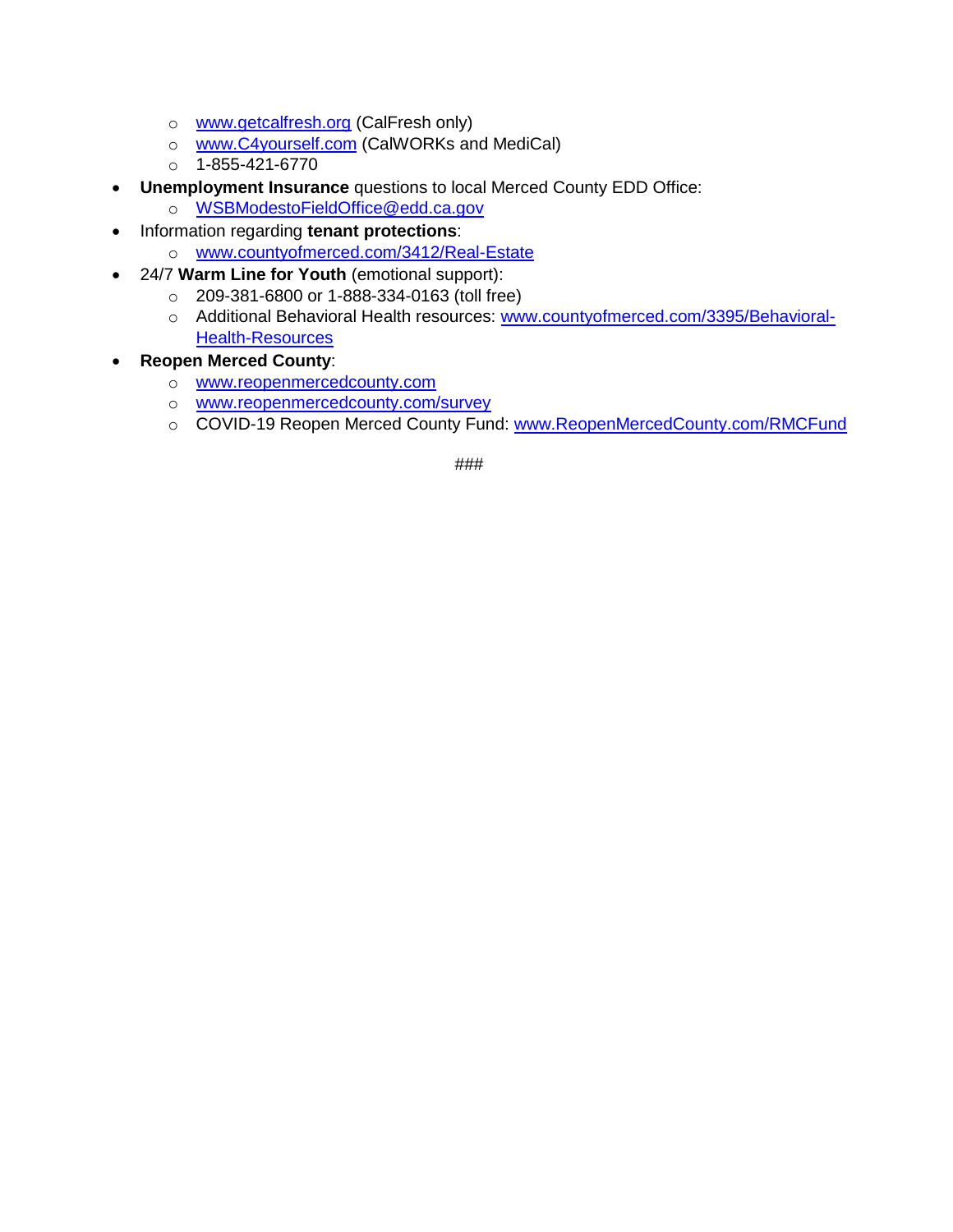- www.getcalfresh.org (CalFresh only)
   - www.C4yourself.com (CalWORKs and MediCal)
   - 1-855-421-6770
- **Unemployment Insurance** questions to local Merced County EDD Office:
  - WSBModestoFieldOffice@edd.ca.gov
- Information regarding **tenant protections**:
  - www.countyofmerced.com/3412/Real-Estate
- 24/7 **Warm Line for Youth** (emotional support):
  - 209-381-6800 or 1-888-334-0163 (toll free)
  - Additional Behavioral Health resources: www.countyofmerced.com/3395/Behavioral-Health-Resources
- **Reopen Merced County**:
  - www.reopenmercedcounty.com
  - www.reopenmercedcounty.com/survey
  - COVID-19 Reopen Merced County Fund: www.ReopenMercedCounty.com/RMCFund

###